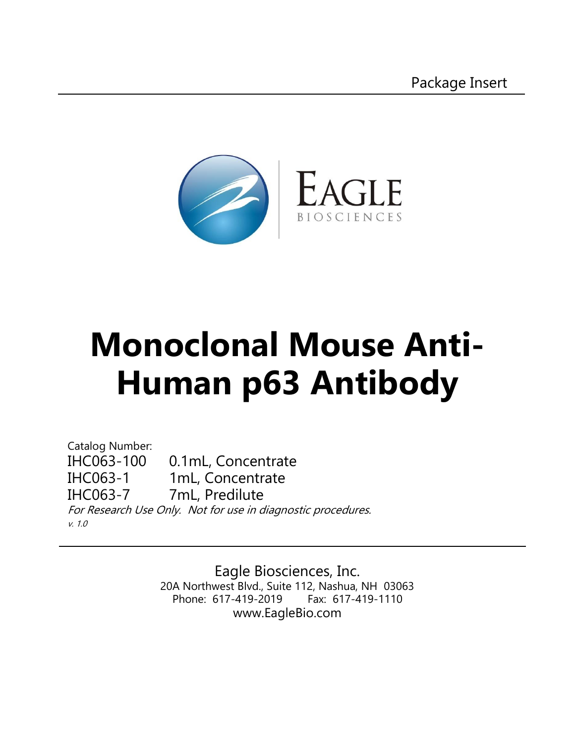Package Insert

EAGLE
BIOSCIENCES

# Monoclonal Mouse Anti-Human p63 Antibody

Catalog Number:

| | |
|---|---|
| IHC063-100 | 0.1mL, Concentrate |
| IHC063-1 | 1mL, Concentrate |
| IHC063-7 | 7mL, Predilute |

*For Research Use Only. Not for use in diagnostic procedures.*

*v. 1.0*

Eagle Biosciences, Inc.
20A Northwest Blvd., Suite 112, Nashua, NH 03063
Phone: 617-419-2019 Fax: 617-419-1110
www.EagleBio.com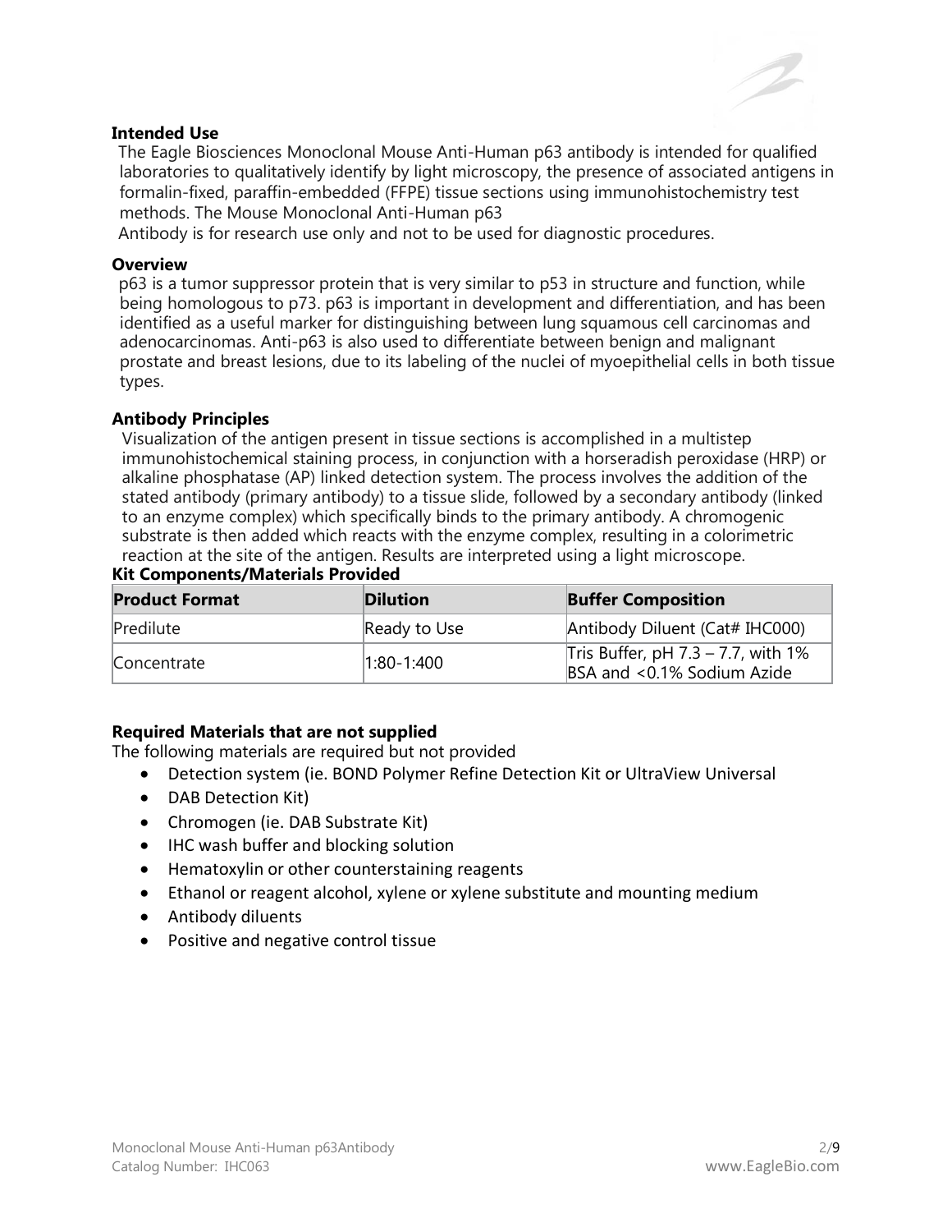### Intended Use

The Eagle Biosciences Monoclonal Mouse Anti-Human p63 antibody is intended for qualified laboratories to qualitatively identify by light microscopy, the presence of associated antigens in formalin-fixed, paraffin-embedded (FFPE) tissue sections using immunohistochemistry test methods. The Mouse Monoclonal Anti-Human p63

Antibody is for research use only and not to be used for diagnostic procedures.

### Overview

p63 is a tumor suppressor protein that is very similar to p53 in structure and function, while being homologous to p73. p63 is important in development and differentiation, and has been identified as a useful marker for distinguishing between lung squamous cell carcinomas and adenocarcinomas. Anti-p63 is also used to differentiate between benign and malignant prostate and breast lesions, due to its labeling of the nuclei of myoepithelial cells in both tissue types.

### Antibody Principles

Visualization of the antigen present in tissue sections is accomplished in a multistep immunohistochemical staining process, in conjunction with a horseradish peroxidase (HRP) or alkaline phosphatase (AP) linked detection system. The process involves the addition of the stated antibody (primary antibody) to a tissue slide, followed by a secondary antibody (linked to an enzyme complex) which specifically binds to the primary antibody. A chromogenic substrate is then added which reacts with the enzyme complex, resulting in a colorimetric reaction at the site of the antigen. Results are interpreted using a light microscope.

### Kit Components/Materials Provided

| Product Format | Dilution | Buffer Composition |
|---|---|---|
| Predilute | Ready to Use | Antibody Diluent (Cat# IHC000) |
| Concentrate | 1:80-1:400 | Tris Buffer, pH 7.3 – 7.7, with 1% BSA and <0.1% Sodium Azide |

### Required Materials that are not supplied

The following materials are required but not provided

- Detection system (ie. BOND Polymer Refine Detection Kit or UltraView Universal
- DAB Detection Kit)
- Chromogen (ie. DAB Substrate Kit)
- IHC wash buffer and blocking solution
- Hematoxylin or other counterstaining reagents
- Ethanol or reagent alcohol, xylene or xylene substitute and mounting medium
- Antibody diluents
- Positive and negative control tissue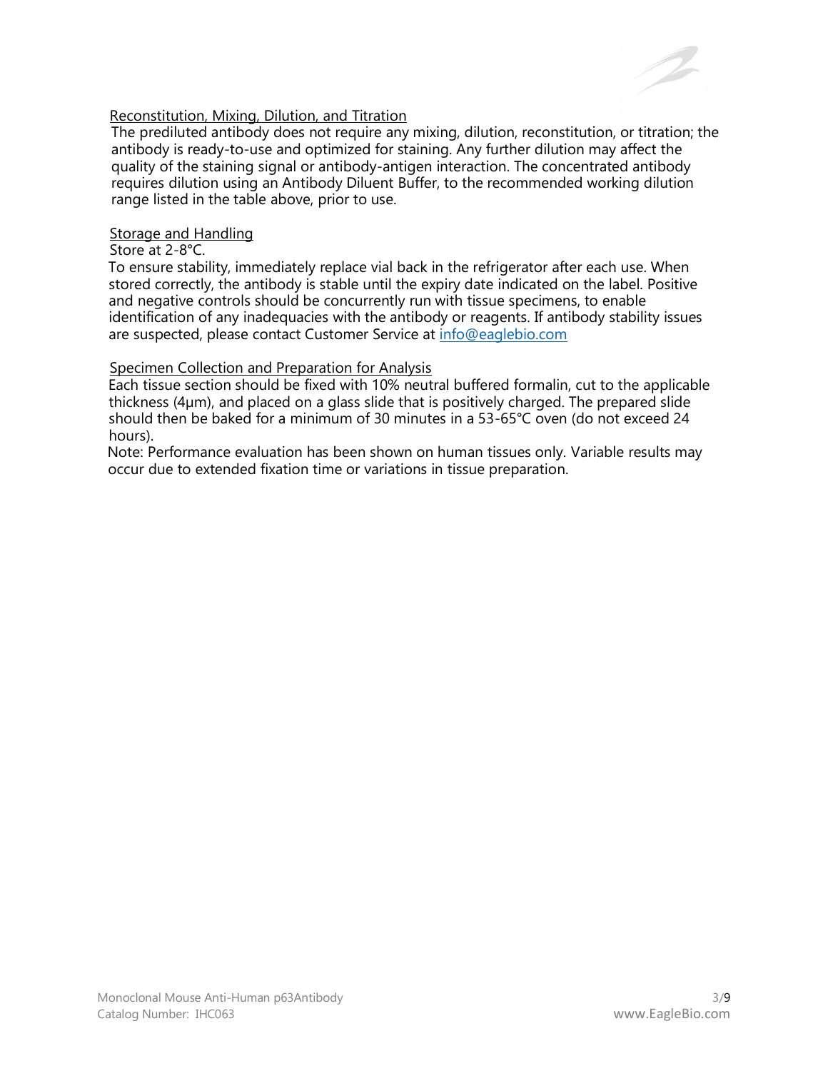## Reconstitution, Mixing, Dilution, and Titration

The prediluted antibody does not require any mixing, dilution, reconstitution, or titration; the antibody is ready-to-use and optimized for staining. Any further dilution may affect the quality of the staining signal or antibody-antigen interaction. The concentrated antibody requires dilution using an Antibody Diluent Buffer, to the recommended working dilution range listed in the table above, prior to use.

## Storage and Handling

Store at 2-8°C.

To ensure stability, immediately replace vial back in the refrigerator after each use. When stored correctly, the antibody is stable until the expiry date indicated on the label. Positive and negative controls should be concurrently run with tissue specimens, to enable identification of any inadequacies with the antibody or reagents. If antibody stability issues are suspected, please contact Customer Service at info@eaglebio.com

## Specimen Collection and Preparation for Analysis

Each tissue section should be fixed with 10% neutral buffered formalin, cut to the applicable thickness (4µm), and placed on a glass slide that is positively charged. The prepared slide should then be baked for a minimum of 30 minutes in a 53-65°C oven (do not exceed 24 hours).

Note: Performance evaluation has been shown on human tissues only. Variable results may occur due to extended fixation time or variations in tissue preparation.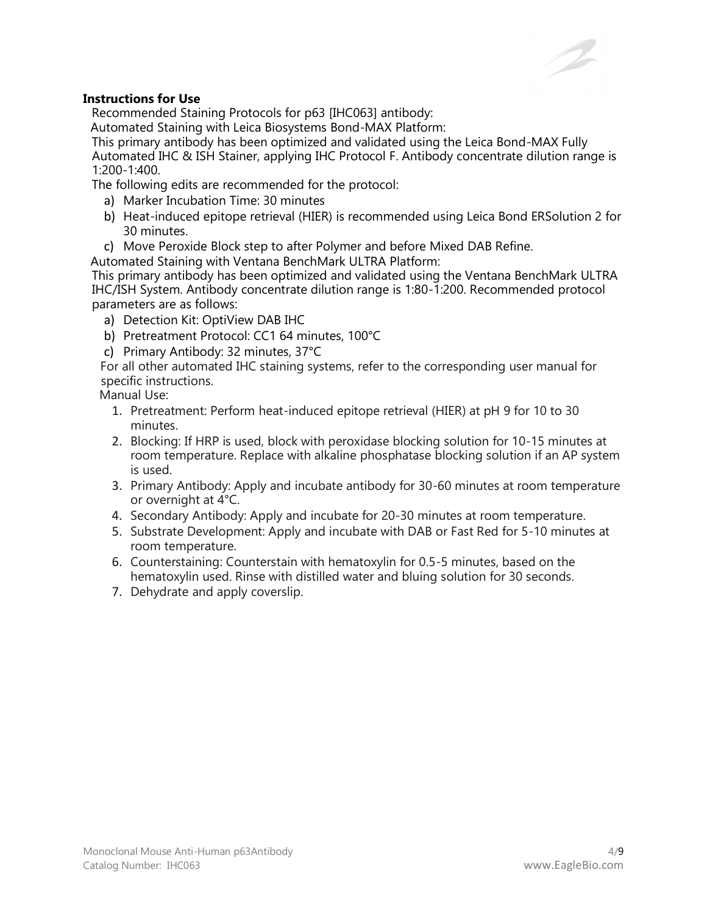**Instructions for Use**

Recommended Staining Protocols for p63 [IHC063] antibody:

Automated Staining with Leica Biosystems Bond-MAX Platform:

This primary antibody has been optimized and validated using the Leica Bond-MAX Fully Automated IHC & ISH Stainer, applying IHC Protocol F. Antibody concentrate dilution range is 1:200-1:400.

The following edits are recommended for the protocol:

a) Marker Incubation Time: 30 minutes
b) Heat-induced epitope retrieval (HIER) is recommended using Leica Bond ERSolution 2 for 30 minutes.
c) Move Peroxide Block step to after Polymer and before Mixed DAB Refine.

Automated Staining with Ventana BenchMark ULTRA Platform:

This primary antibody has been optimized and validated using the Ventana BenchMark ULTRA IHC/ISH System. Antibody concentrate dilution range is 1:80-1:200. Recommended protocol parameters are as follows:

a) Detection Kit: OptiView DAB IHC
b) Pretreatment Protocol: CC1 64 minutes, 100°C
c) Primary Antibody: 32 minutes, 37°C

For all other automated IHC staining systems, refer to the corresponding user manual for specific instructions.

Manual Use:

1. Pretreatment: Perform heat-induced epitope retrieval (HIER) at pH 9 for 10 to 30 minutes.
2. Blocking: If HRP is used, block with peroxidase blocking solution for 10-15 minutes at room temperature. Replace with alkaline phosphatase blocking solution if an AP system is used.
3. Primary Antibody: Apply and incubate antibody for 30-60 minutes at room temperature or overnight at 4°C.
4. Secondary Antibody: Apply and incubate for 20-30 minutes at room temperature.
5. Substrate Development: Apply and incubate with DAB or Fast Red for 5-10 minutes at room temperature.
6. Counterstaining: Counterstain with hematoxylin for 0.5-5 minutes, based on the hematoxylin used. Rinse with distilled water and bluing solution for 30 seconds.
7. Dehydrate and apply coverslip.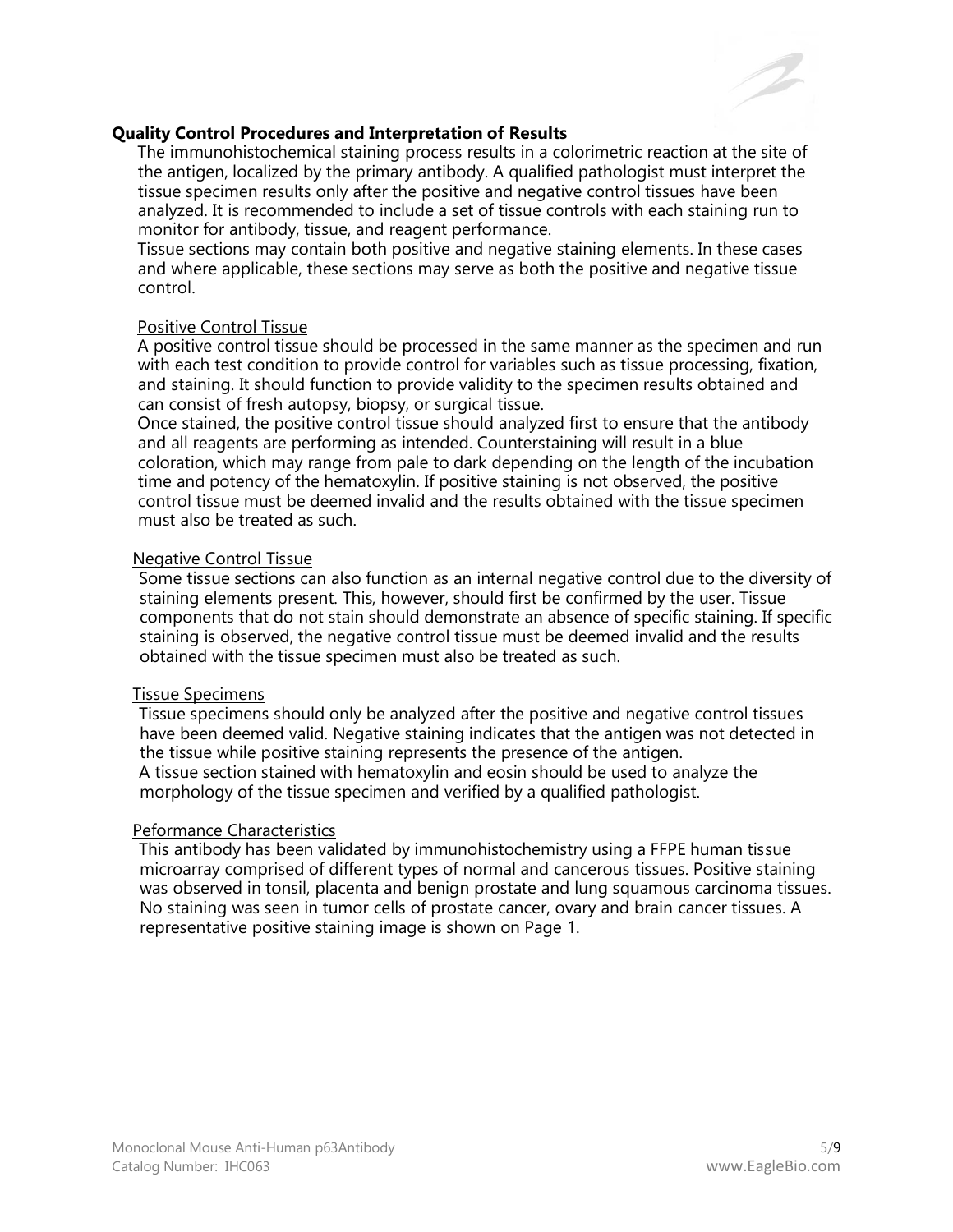## Quality Control Procedures and Interpretation of Results

The immunohistochemical staining process results in a colorimetric reaction at the site of the antigen, localized by the primary antibody. A qualified pathologist must interpret the tissue specimen results only after the positive and negative control tissues have been analyzed. It is recommended to include a set of tissue controls with each staining run to monitor for antibody, tissue, and reagent performance.

Tissue sections may contain both positive and negative staining elements. In these cases and where applicable, these sections may serve as both the positive and negative tissue control.

### Positive Control Tissue

A positive control tissue should be processed in the same manner as the specimen and run with each test condition to provide control for variables such as tissue processing, fixation, and staining. It should function to provide validity to the specimen results obtained and can consist of fresh autopsy, biopsy, or surgical tissue.

Once stained, the positive control tissue should analyzed first to ensure that the antibody and all reagents are performing as intended. Counterstaining will result in a blue coloration, which may range from pale to dark depending on the length of the incubation time and potency of the hematoxylin. If positive staining is not observed, the positive control tissue must be deemed invalid and the results obtained with the tissue specimen must also be treated as such.

### Negative Control Tissue

Some tissue sections can also function as an internal negative control due to the diversity of staining elements present. This, however, should first be confirmed by the user. Tissue components that do not stain should demonstrate an absence of specific staining. If specific staining is observed, the negative control tissue must be deemed invalid and the results obtained with the tissue specimen must also be treated as such.

### Tissue Specimens

Tissue specimens should only be analyzed after the positive and negative control tissues have been deemed valid. Negative staining indicates that the antigen was not detected in the tissue while positive staining represents the presence of the antigen.

A tissue section stained with hematoxylin and eosin should be used to analyze the morphology of the tissue specimen and verified by a qualified pathologist.

### Peformance Characteristics

This antibody has been validated by immunohistochemistry using a FFPE human tissue microarray comprised of different types of normal and cancerous tissues. Positive staining was observed in tonsil, placenta and benign prostate and lung squamous carcinoma tissues. No staining was seen in tumor cells of prostate cancer, ovary and brain cancer tissues. A representative positive staining image is shown on Page 1.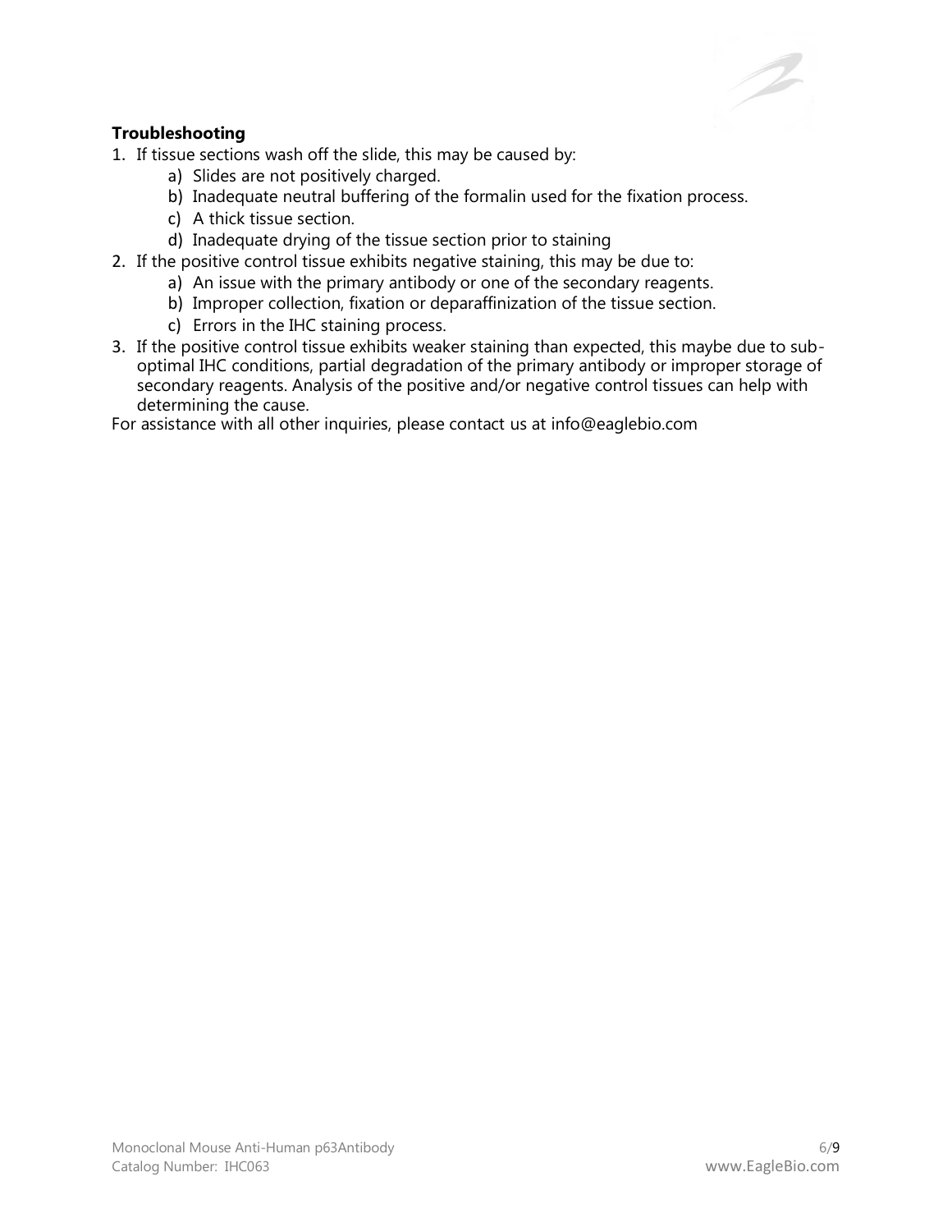**Troubleshooting**

1. If tissue sections wash off the slide, this may be caused by:
    a) Slides are not positively charged.
    b) Inadequate neutral buffering of the formalin used for the fixation process.
    c) A thick tissue section.
    d) Inadequate drying of the tissue section prior to staining
2. If the positive control tissue exhibits negative staining, this may be due to:
    a) An issue with the primary antibody or one of the secondary reagents.
    b) Improper collection, fixation or deparaffinization of the tissue section.
    c) Errors in the IHC staining process.
3. If the positive control tissue exhibits weaker staining than expected, this maybe due to sub-optimal IHC conditions, partial degradation of the primary antibody or improper storage of secondary reagents. Analysis of the positive and/or negative control tissues can help with determining the cause.

For assistance with all other inquiries, please contact us at info@eaglebio.com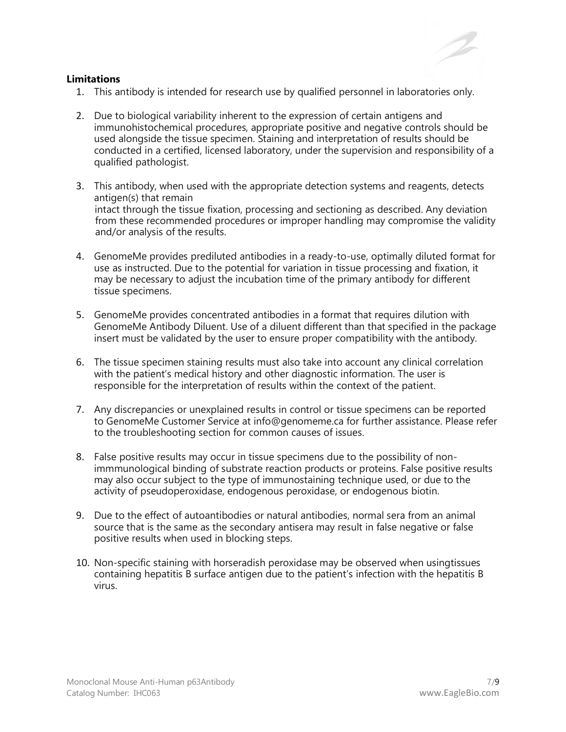**Limitations**

1. This antibody is intended for research use by qualified personnel in laboratories only.

2. Due to biological variability inherent to the expression of certain antigens and immunohistochemical procedures, appropriate positive and negative controls should be used alongside the tissue specimen. Staining and interpretation of results should be conducted in a certified, licensed laboratory, under the supervision and responsibility of a qualified pathologist.

3. This antibody, when used with the appropriate detection systems and reagents, detects antigen(s) that remain intact through the tissue fixation, processing and sectioning as described. Any deviation from these recommended procedures or improper handling may compromise the validity and/or analysis of the results.

4. GenomeMe provides prediluted antibodies in a ready-to-use, optimally diluted format for use as instructed. Due to the potential for variation in tissue processing and fixation, it may be necessary to adjust the incubation time of the primary antibody for different tissue specimens.

5. GenomeMe provides concentrated antibodies in a format that requires dilution with GenomeMe Antibody Diluent. Use of a diluent different than that specified in the package insert must be validated by the user to ensure proper compatibility with the antibody.

6. The tissue specimen staining results must also take into account any clinical correlation with the patient's medical history and other diagnostic information. The user is responsible for the interpretation of results within the context of the patient.

7. Any discrepancies or unexplained results in control or tissue specimens can be reported to GenomeMe Customer Service at info@genomeme.ca for further assistance. Please refer to the troubleshooting section for common causes of issues.

8. False positive results may occur in tissue specimens due to the possibility of non-immmunological binding of substrate reaction products or proteins. False positive results may also occur subject to the type of immunostaining technique used, or due to the activity of pseudoperoxidase, endogenous peroxidase, or endogenous biotin.

9. Due to the effect of autoantibodies or natural antibodies, normal sera from an animal source that is the same as the secondary antisera may result in false negative or false positive results when used in blocking steps.

10. Non-specific staining with horseradish peroxidase may be observed when usingtissues containing hepatitis B surface antigen due to the patient's infection with the hepatitis B virus.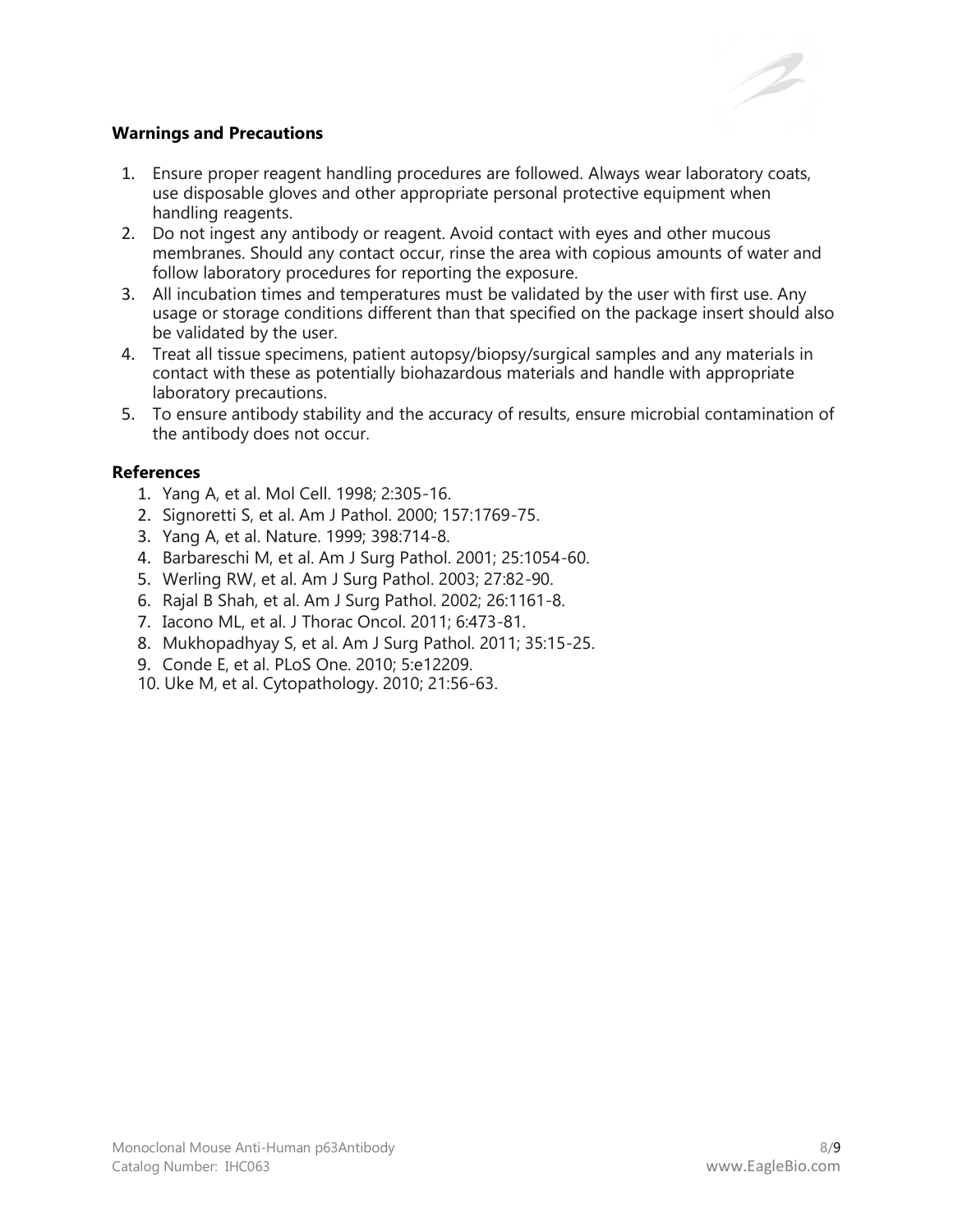### Warnings and Precautions

1. Ensure proper reagent handling procedures are followed. Always wear laboratory coats, use disposable gloves and other appropriate personal protective equipment when handling reagents.
2. Do not ingest any antibody or reagent. Avoid contact with eyes and other mucous membranes. Should any contact occur, rinse the area with copious amounts of water and follow laboratory procedures for reporting the exposure.
3. All incubation times and temperatures must be validated by the user with first use. Any usage or storage conditions different than that specified on the package insert should also be validated by the user.
4. Treat all tissue specimens, patient autopsy/biopsy/surgical samples and any materials in contact with these as potentially biohazardous materials and handle with appropriate laboratory precautions.
5. To ensure antibody stability and the accuracy of results, ensure microbial contamination of the antibody does not occur.

### References

1. Yang A, et al. Mol Cell. 1998; 2:305-16.
2. Signoretti S, et al. Am J Pathol. 2000; 157:1769-75.
3. Yang A, et al. Nature. 1999; 398:714-8.
4. Barbareschi M, et al. Am J Surg Pathol. 2001; 25:1054-60.
5. Werling RW, et al. Am J Surg Pathol. 2003; 27:82-90.
6. Rajal B Shah, et al. Am J Surg Pathol. 2002; 26:1161-8.
7. Iacono ML, et al. J Thorac Oncol. 2011; 6:473-81.
8. Mukhopadhyay S, et al. Am J Surg Pathol. 2011; 35:15-25.
9. Conde E, et al. PLoS One. 2010; 5:e12209.
10. Uke M, et al. Cytopathology. 2010; 21:56-63.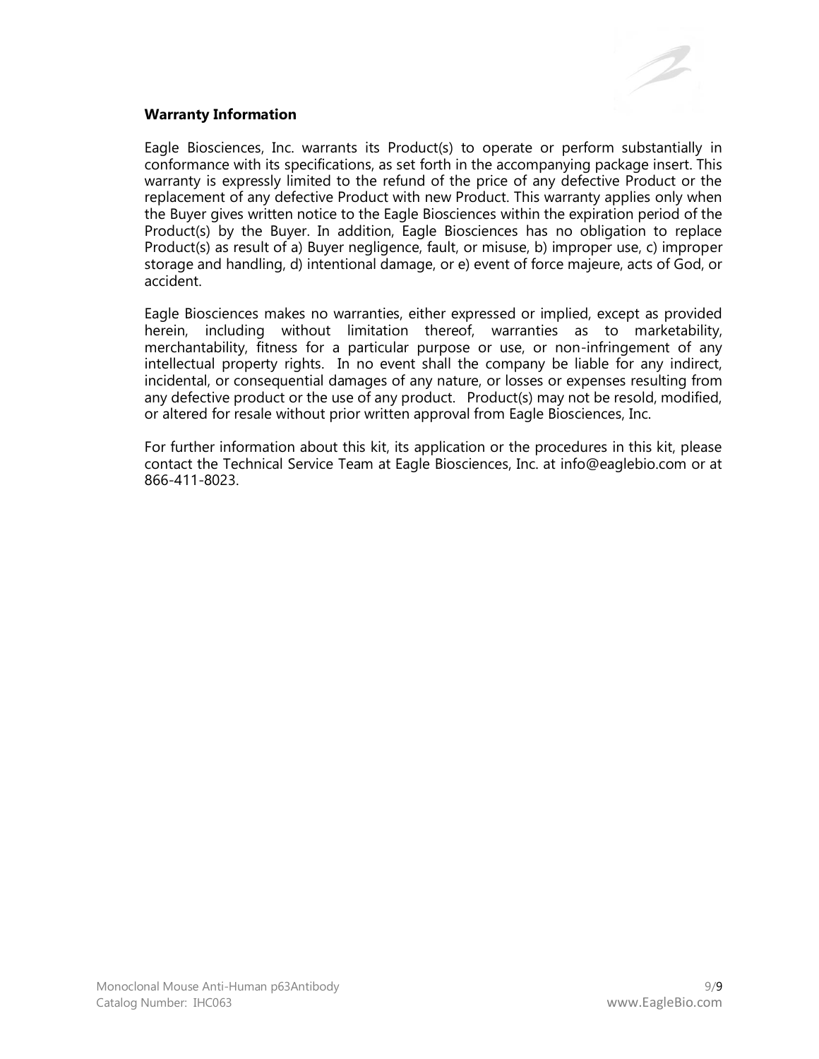### Warranty Information

Eagle Biosciences, Inc. warrants its Product(s) to operate or perform substantially in conformance with its specifications, as set forth in the accompanying package insert. This warranty is expressly limited to the refund of the price of any defective Product or the replacement of any defective Product with new Product. This warranty applies only when the Buyer gives written notice to the Eagle Biosciences within the expiration period of the Product(s) by the Buyer. In addition, Eagle Biosciences has no obligation to replace Product(s) as result of a) Buyer negligence, fault, or misuse, b) improper use, c) improper storage and handling, d) intentional damage, or e) event of force majeure, acts of God, or accident.

Eagle Biosciences makes no warranties, either expressed or implied, except as provided herein, including without limitation thereof, warranties as to marketability, merchantability, fitness for a particular purpose or use, or non-infringement of any intellectual property rights. In no event shall the company be liable for any indirect, incidental, or consequential damages of any nature, or losses or expenses resulting from any defective product or the use of any product. Product(s) may not be resold, modified, or altered for resale without prior written approval from Eagle Biosciences, Inc.

For further information about this kit, its application or the procedures in this kit, please contact the Technical Service Team at Eagle Biosciences, Inc. at info@eaglebio.com or at 866-411-8023.